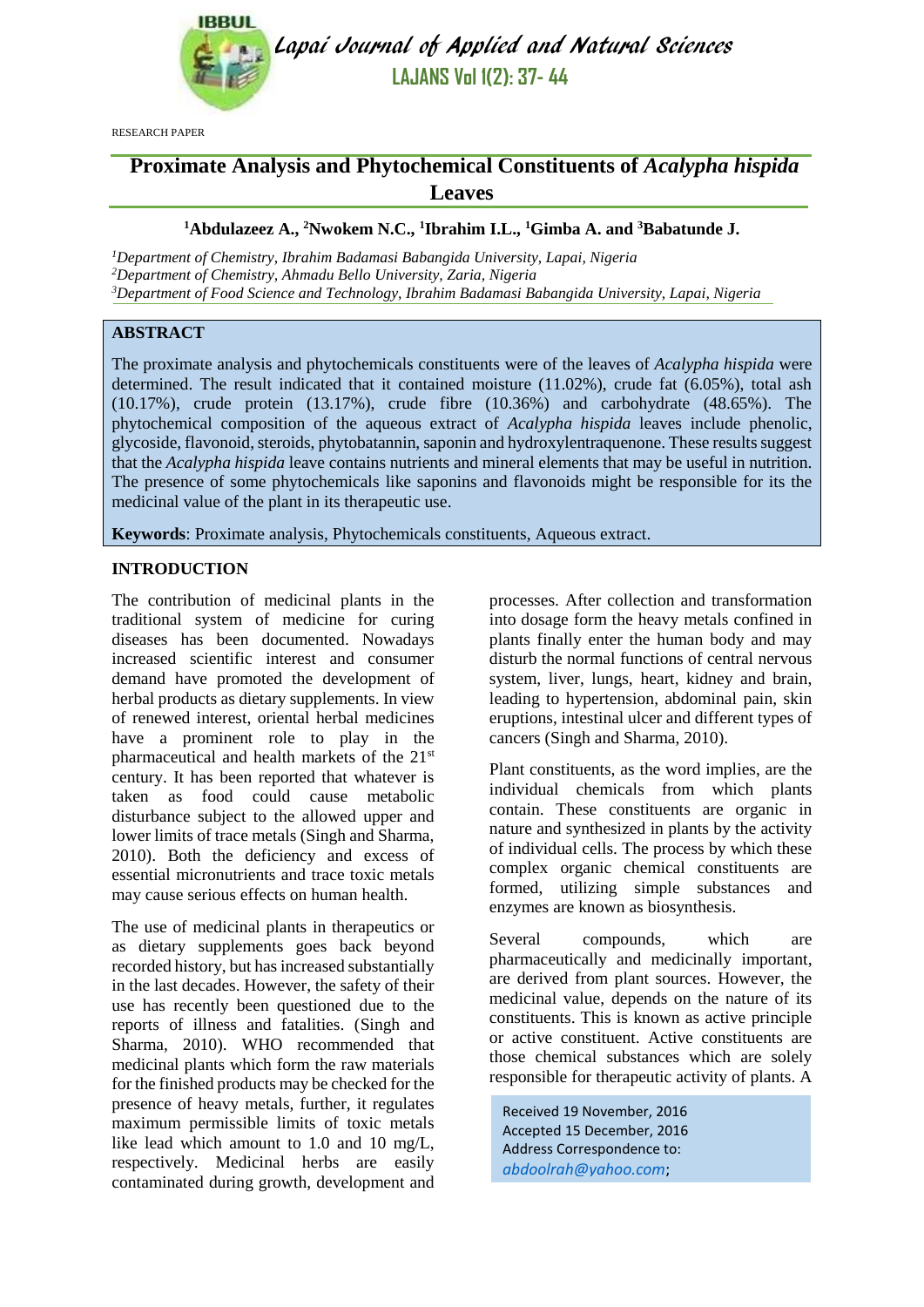RESEARCH PAPER

# Proximate Analysis and Phytochemical Constituents of *Acalypha hispida* Leaves

**[1]Abdulazeez A., [2]Nwokem N.C., [1]Ibrahim I.L., [1]Gimba A. and [3]Babatunde J.**

*[1]Department of Chemistry, Ibrahim Badamasi Babangida University, Lapai, Nigeria*
*[2]Department of Chemistry, Ahmadu Bello University, Zaria, Nigeria*
*[3]Department of Food Science and Technology, Ibrahim Badamasi Babangida University, Lapai, Nigeria*

## ABSTRACT

The proximate analysis and phytochemicals constituents were of the leaves of *Acalypha hispida* were determined. The result indicated that it contained moisture (11.02%), crude fat (6.05%), total ash (10.17%), crude protein (13.17%), crude fibre (10.36%) and carbohydrate (48.65%). The phytochemical composition of the aqueous extract of *Acalypha hispida* leaves include phenolic, glycoside, flavonoid, steroids, phytobatannin, saponin and hydroxylentraquenone. These results suggest that the *Acalypha hispida* leave contains nutrients and mineral elements that may be useful in nutrition. The presence of some phytochemicals like saponins and flavonoids might be responsible for its the medicinal value of the plant in its therapeutic use.

**Keywords**: Proximate analysis, Phytochemicals constituents, Aqueous extract.

## INTRODUCTION

The contribution of medicinal plants in the traditional system of medicine for curing diseases has been documented. Nowadays increased scientific interest and consumer demand have promoted the development of herbal products as dietary supplements. In view of renewed interest, oriental herbal medicines have a prominent role to play in the pharmaceutical and health markets of the 21st century. It has been reported that whatever is taken as food could cause metabolic disturbance subject to the allowed upper and lower limits of trace metals (Singh and Sharma, 2010). Both the deficiency and excess of essential micronutrients and trace toxic metals may cause serious effects on human health.

The use of medicinal plants in therapeutics or as dietary supplements goes back beyond recorded history, but has increased substantially in the last decades. However, the safety of their use has recently been questioned due to the reports of illness and fatalities. (Singh and Sharma, 2010). WHO recommended that medicinal plants which form the raw materials for the finished products may be checked for the presence of heavy metals, further, it regulates maximum permissible limits of toxic metals like lead which amount to 1.0 and 10 mg/L, respectively. Medicinal herbs are easily contaminated during growth, development and processes. After collection and transformation into dosage form the heavy metals confined in plants finally enter the human body and may disturb the normal functions of central nervous system, liver, lungs, heart, kidney and brain, leading to hypertension, abdominal pain, skin eruptions, intestinal ulcer and different types of cancers (Singh and Sharma, 2010).

Plant constituents, as the word implies, are the individual chemicals from which plants contain. These constituents are organic in nature and synthesized in plants by the activity of individual cells. The process by which these complex organic chemical constituents are formed, utilizing simple substances and enzymes are known as biosynthesis.

Several compounds, which are pharmaceutically and medicinally important, are derived from plant sources. However, the medicinal value, depends on the nature of its constituents. This is known as active principle or active constituent. Active constituents are those chemical substances which are solely responsible for therapeutic activity of plants. A

Received 19 November, 2016
Accepted 15 December, 2016
Address Correspondence to:
*abdoolrah@yahoo.com*;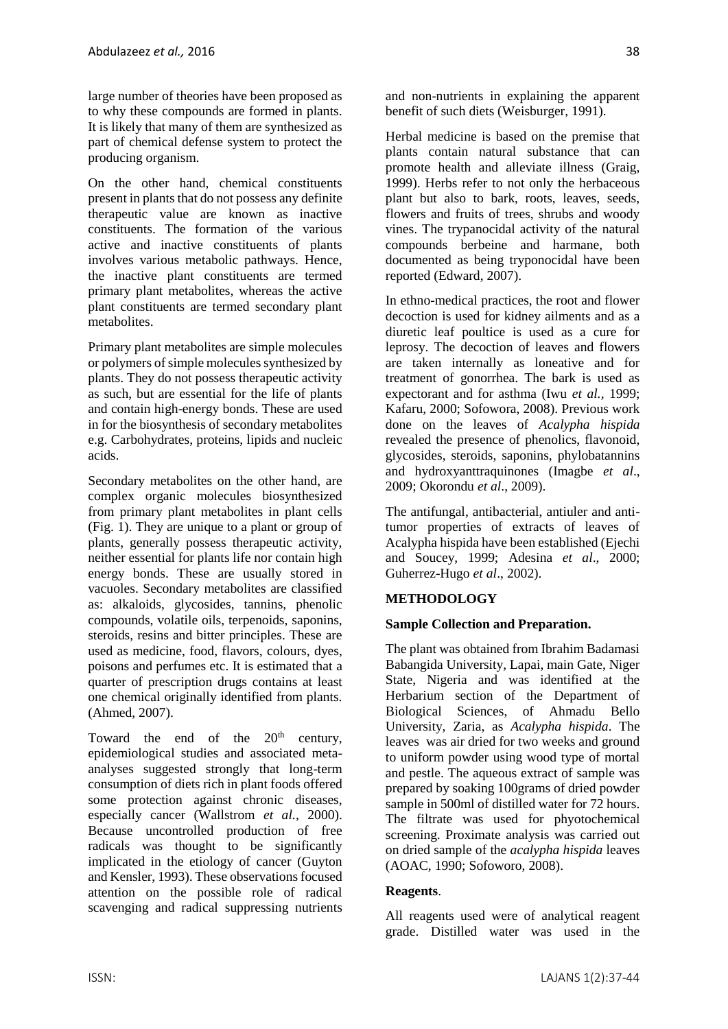large number of theories have been proposed as to why these compounds are formed in plants. It is likely that many of them are synthesized as part of chemical defense system to protect the producing organism.

On the other hand, chemical constituents present in plants that do not possess any definite therapeutic value are known as inactive constituents. The formation of the various active and inactive constituents of plants involves various metabolic pathways. Hence, the inactive plant constituents are termed primary plant metabolites, whereas the active plant constituents are termed secondary plant metabolites.

Primary plant metabolites are simple molecules or polymers of simple molecules synthesized by plants. They do not possess therapeutic activity as such, but are essential for the life of plants and contain high-energy bonds. These are used in for the biosynthesis of secondary metabolites e.g. Carbohydrates, proteins, lipids and nucleic acids.

Secondary metabolites on the other hand, are complex organic molecules biosynthesized from primary plant metabolites in plant cells (Fig. 1). They are unique to a plant or group of plants, generally possess therapeutic activity, neither essential for plants life nor contain high energy bonds. These are usually stored in vacuoles. Secondary metabolites are classified as: alkaloids, glycosides, tannins, phenolic compounds, volatile oils, terpenoids, saponins, steroids, resins and bitter principles. These are used as medicine, food, flavors, colours, dyes, poisons and perfumes etc. It is estimated that a quarter of prescription drugs contains at least one chemical originally identified from plants. (Ahmed, 2007).

Toward the end of the 20th century, epidemiological studies and associated meta-analyses suggested strongly that long-term consumption of diets rich in plant foods offered some protection against chronic diseases, especially cancer (Wallstrom *et al.*, 2000). Because uncontrolled production of free radicals was thought to be significantly implicated in the etiology of cancer (Guyton and Kensler, 1993). These observations focused attention on the possible role of radical scavenging and radical suppressing nutrients and non-nutrients in explaining the apparent benefit of such diets (Weisburger, 1991).

Herbal medicine is based on the premise that plants contain natural substance that can promote health and alleviate illness (Graig, 1999). Herbs refer to not only the herbaceous plant but also to bark, roots, leaves, seeds, flowers and fruits of trees, shrubs and woody vines. The trypanocidal activity of the natural compounds berbeine and harmane, both documented as being tryponocidal have been reported (Edward, 2007).

In ethno-medical practices, the root and flower decoction is used for kidney ailments and as a diuretic leaf poultice is used as a cure for leprosy. The decoction of leaves and flowers are taken internally as loneative and for treatment of gonorrhea. The bark is used as expectorant and for asthma (Iwu *et al.,* 1999; Kafaru, 2000; Sofowora, 2008). Previous work done on the leaves of *Acalypha hispida* revealed the presence of phenolics, flavonoid, glycosides, steroids, saponins, phylobatannins and hydroxyanttraquinones (Imagbe *et al*., 2009; Okorondu *et al*., 2009).

The antifungal, antibacterial, antiuler and anti-tumor properties of extracts of leaves of Acalypha hispida have been established (Ejechi and Soucey, 1999; Adesina *et al*., 2000; Guherrez-Hugo *et al*., 2002).

## METHODOLOGY

### Sample Collection and Preparation.

The plant was obtained from Ibrahim Badamasi Babangida University, Lapai, main Gate, Niger State, Nigeria and was identified at the Herbarium section of the Department of Biological Sciences, of Ahmadu Bello University, Zaria, as *Acalypha hispida*. The leaves was air dried for two weeks and ground to uniform powder using wood type of mortal and pestle. The aqueous extract of sample was prepared by soaking 100grams of dried powder sample in 500ml of distilled water for 72 hours. The filtrate was used for phyotochemical screening. Proximate analysis was carried out on dried sample of the *acalypha hispida* leaves (AOAC, 1990; Sofoworo, 2008).

### Reagents.

All reagents used were of analytical reagent grade. Distilled water was used in the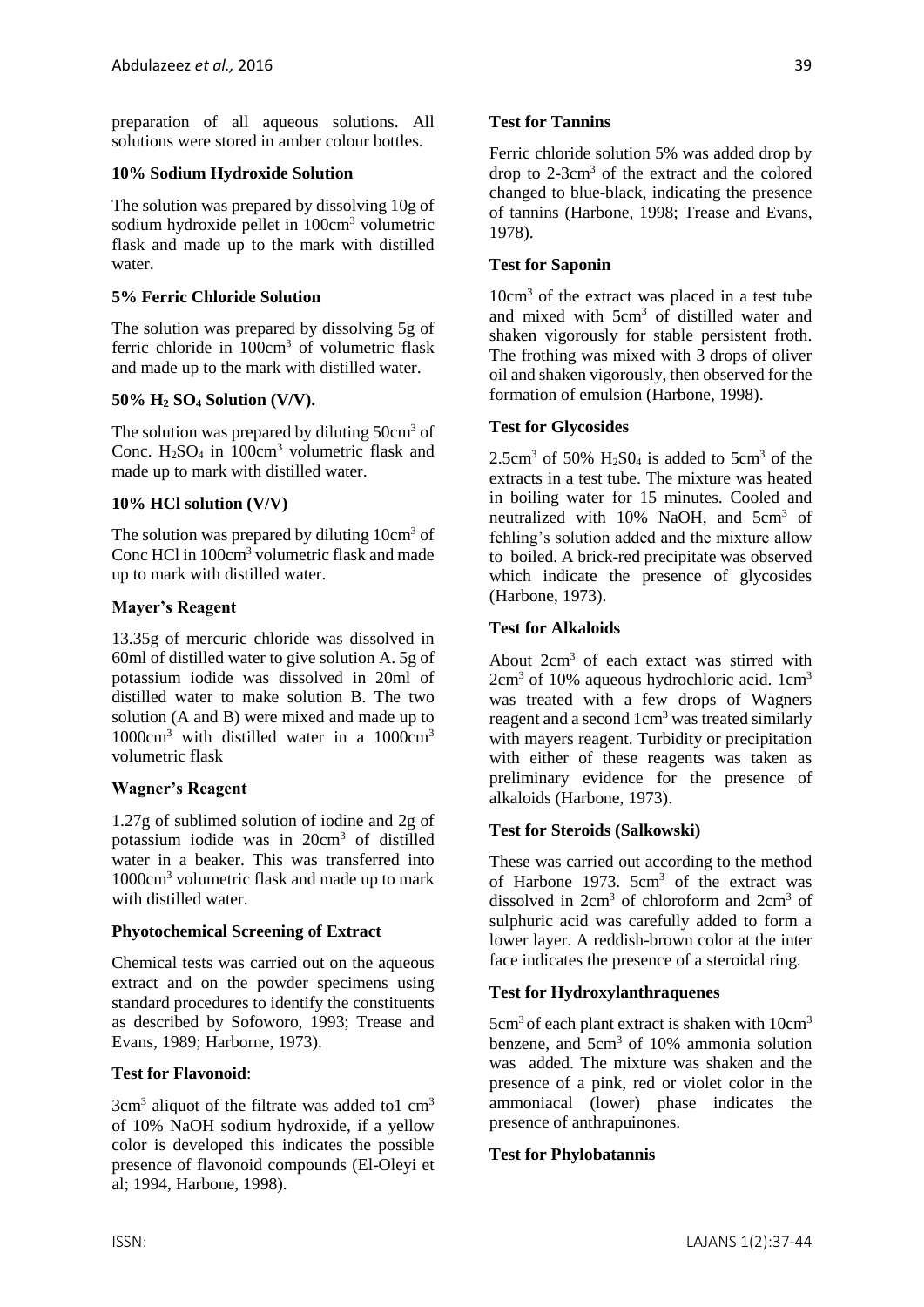preparation of all aqueous solutions. All solutions were stored in amber colour bottles.

**10% Sodium Hydroxide Solution**

The solution was prepared by dissolving 10g of sodium hydroxide pellet in $100cm^3$ volumetric flask and made up to the mark with distilled water.

**5% Ferric Chloride Solution**

The solution was prepared by dissolving 5g of ferric chloride in $100cm^3$ of volumetric flask and made up to the mark with distilled water.

**50% $H_2SO_4$ Solution (V/V).**

The solution was prepared by diluting $50cm^3$ of Conc. $H_2SO_4$ in $100cm^3$ volumetric flask and made up to mark with distilled water.

**10% HCl solution (V/V)**

The solution was prepared by diluting $10cm^3$ of Conc HCl in $100cm^3$ volumetric flask and made up to mark with distilled water.

**Mayer's Reagent**

13.35g of mercuric chloride was dissolved in 60ml of distilled water to give solution A. 5g of potassium iodide was dissolved in 20ml of distilled water to make solution B. The two solution (A and B) were mixed and made up to $1000cm^3$ with distilled water in a $1000cm^3$ volumetric flask

**Wagner's Reagent**

1.27g of sublimed solution of iodine and 2g of potassium iodide was in $20cm^3$ of distilled water in a beaker. This was transferred into $1000cm^3$ volumetric flask and made up to mark with distilled water.

**Phyotochemical Screening of Extract**

Chemical tests was carried out on the aqueous extract and on the powder specimens using standard procedures to identify the constituents as described by Sofoworo, 1993; Trease and Evans, 1989; Harborne, 1973).

**Test for Flavonoid**:

$3cm^3$ aliquot of the filtrate was added to1 $cm^3$ of 10% NaOH sodium hydroxide, if a yellow color is developed this indicates the possible presence of flavonoid compounds (El-Oleyi et al; 1994, Harbone, 1998).

**Test for Tannins**

Ferric chloride solution 5% was added drop by drop to 2-$3cm^3$ of the extract and the colored changed to blue-black, indicating the presence of tannins (Harbone, 1998; Trease and Evans, 1978).

**Test for Saponin**

$10cm^3$ of the extract was placed in a test tube and mixed with $5cm^3$ of distilled water and shaken vigorously for stable persistent froth. The frothing was mixed with 3 drops of oliver oil and shaken vigorously, then observed for the formation of emulsion (Harbone, 1998).

**Test for Glycosides**

$2.5cm^3$ of 50% $H_2S0_4$ is added to $5cm^3$ of the extracts in a test tube. The mixture was heated in boiling water for 15 minutes. Cooled and neutralized with 10% NaOH, and $5cm^3$ of fehling's solution added and the mixture allow to boiled. A brick-red precipitate was observed which indicate the presence of glycosides (Harbone, 1973).

**Test for Alkaloids**

About $2cm^3$ of each extact was stirred with $2cm^3$ of 10% aqueous hydrochloric acid. $1cm^3$ was treated with a few drops of Wagners reagent and a second $1cm^3$ was treated similarly with mayers reagent. Turbidity or precipitation with either of these reagents was taken as preliminary evidence for the presence of alkaloids (Harbone, 1973).

**Test for Steroids (Salkowski)**

These was carried out according to the method of Harbone 1973. $5cm^3$ of the extract was dissolved in $2cm^3$ of chloroform and $2cm^3$ of sulphuric acid was carefully added to form a lower layer. A reddish-brown color at the inter face indicates the presence of a steroidal ring.

**Test for Hydroxylanthraquenes**

$5cm^3$ of each plant extract is shaken with $10cm^3$ benzene, and $5cm^3$ of 10% ammonia solution was added. The mixture was shaken and the presence of a pink, red or violet color in the ammoniacal (lower) phase indicates the presence of anthrapuinones.

**Test for Phylobatannis**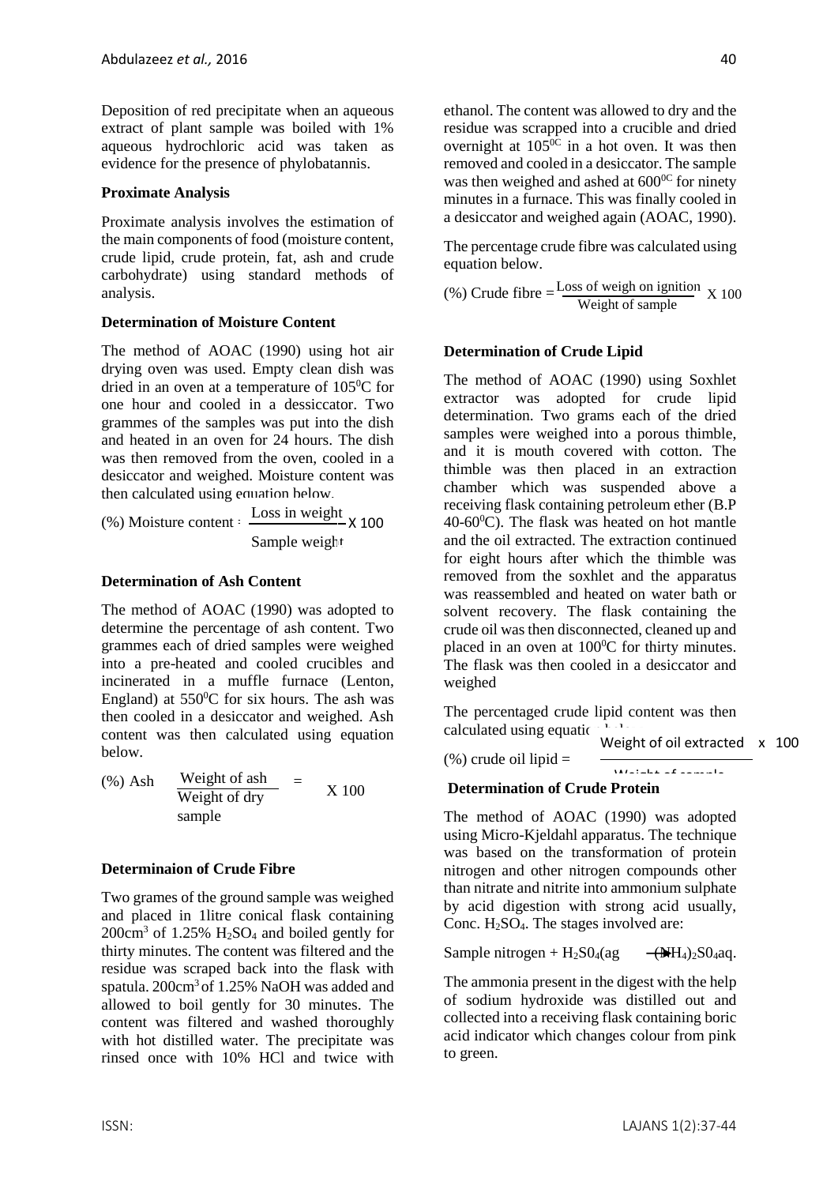Deposition of red precipitate when an aqueous extract of plant sample was boiled with 1% aqueous hydrochloric acid was taken as evidence for the presence of phylobatannis.

**Proximate Analysis**

Proximate analysis involves the estimation of the main components of food (moisture content, crude lipid, crude protein, fat, ash and crude carbohydrate) using standard methods of analysis.

**Determination of Moisture Content**

The method of AOAC (1990) using hot air drying oven was used. Empty clean dish was dried in an oven at a temperature of $105^0$C for one hour and cooled in a dessiccator. Two grammes of the samples was put into the dish and heated in an oven for 24 hours. The dish was then removed from the oven, cooled in a desiccator and weighed. Moisture content was then calculated using equation below.

$$(\%) \text{ Moisture content} = \frac{\text{Loss in weight}}{\text{Sample weight}} \times 100$$

**Determination of Ash Content**

The method of AOAC (1990) was adopted to determine the percentage of ash content. Two grammes each of dried samples were weighed into a pre-heated and cooled crucibles and incinerated in a muffle furnace (Lenton, England) at $550^0$C for six hours. The ash was then cooled in a desiccator and weighed. Ash content was then calculated using equation below.

$$(\%) \text{ Ash} = \frac{\text{Weight of ash}}{\text{Weight of dry sample}} \times 100$$

**Determinaion of Crude Fibre**

Two grames of the ground sample was weighed and placed in 1litre conical flask containing $200cm^3$ of 1.25% $H_2SO_4$ and boiled gently for thirty minutes. The content was filtered and the residue was scraped back into the flask with spatula. $200cm^3$ of 1.25% NaOH was added and allowed to boil gently for 30 minutes. The content was filtered and washed thoroughly with hot distilled water. The precipitate was rinsed once with 10% HCl and twice with ethanol. The content was allowed to dry and the residue was scrapped into a crucible and dried overnight at $105^{0C}$ in a hot oven. It was then removed and cooled in a desiccator. The sample was then weighed and ashed at $600^{0C}$ for ninety minutes in a furnace. This was finally cooled in a desiccator and weighed again (AOAC, 1990).

The percentage crude fibre was calculated using equation below.

$$(\%) \text{ Crude fibre} = \frac{\text{Loss of weigh on ignition}}{\text{Weight of sample}} \times 100$$

**Determination of Crude Lipid**

The method of AOAC (1990) using Soxhlet extractor was adopted for crude lipid determination. Two grams each of the dried samples were weighed into a porous thimble, and it is mouth covered with cotton. The thimble was then placed in an extraction chamber which was suspended above a receiving flask containing petroleum ether (B.P 40-$60^0$C). The flask was heated on hot mantle and the oil extracted. The extraction continued for eight hours after which the thimble was removed from the soxhlet and the apparatus was reassembled and heated on water bath or solvent recovery. The flask containing the crude oil was then disconnected, cleaned up and placed in an oven at $100^0$C for thirty minutes. The flask was then cooled in a desiccator and weighed

The percentaged crude lipid content was then calculated using equation below.

$$(\%) \text{ crude oil lipid} = \frac{\text{Weight of oil extracted}}{\text{Weight of sample}} \times 100$$

**Determination of Crude Protein**

The method of AOAC (1990) was adopted using Micro-Kjeldahl apparatus. The technique was based on the transformation of protein nitrogen and other nitrogen compounds other than nitrate and nitrite into ammonium sulphate by acid digestion with strong acid usually, Conc. $H_2SO_4$. The stages involved are:

$$\text{Sample nitrogen} + H_2SO_4(aq) \rightarrow (NH_4)_2SO_4 aq.$$

The ammonia present in the digest with the help of sodium hydroxide was distilled out and collected into a receiving flask containing boric acid indicator which changes colour from pink to green.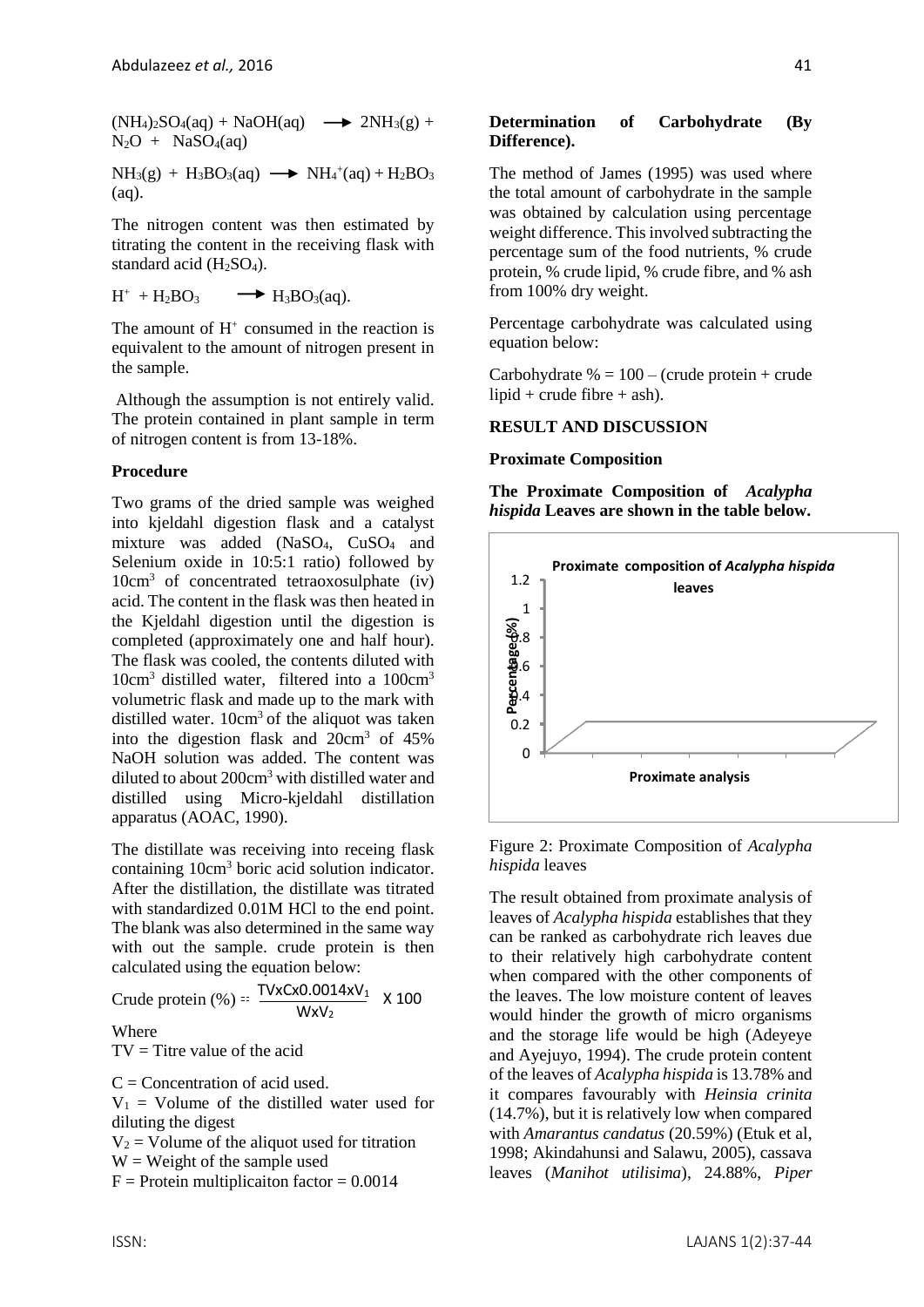$(NH_4)_2SO_4(aq) + NaOH(aq) \longrightarrow 2NH_3(g) + N_2O + NaSO_4(aq)$

$NH_3(g) + H_3BO_3(aq) \longrightarrow NH_4^+(aq) + H_2BO_3(aq)$.

The nitrogen content was then estimated by titrating the content in the receiving flask with standard acid ($H_2SO_4$).

$H^+ + H_2BO_3 \longrightarrow H_3BO_3(aq)$.

The amount of $H^+$ consumed in the reaction is equivalent to the amount of nitrogen present in the sample.

Although the assumption is not entirely valid. The protein contained in plant sample in term of nitrogen content is from 13-18%.

**Procedure**

Two grams of the dried sample was weighed into kjeldahl digestion flask and a catalyst mixture was added ($NaSO_4$, $CuSO_4$ and Selenium oxide in 10:5:1 ratio) followed by $10cm^3$ of concentrated tetraoxosulphate (iv) acid. The content in the flask was then heated in the Kjeldahl digestion until the digestion is completed (approximately one and half hour). The flask was cooled, the contents diluted with $10cm^3$ distilled water, filtered into a $100cm^3$ volumetric flask and made up to the mark with distilled water. $10cm^3$ of the aliquot was taken into the digestion flask and $20cm^3$ of 45% NaOH solution was added. The content was diluted to about $200cm^3$ with distilled water and distilled using Micro-kjeldahl distillation apparatus (AOAC, 1990).

The distillate was receiving into receing flask containing $10cm^3$ boric acid solution indicator. After the distillation, the distillate was titrated with standardized 0.01M HCl to the end point. The blank was also determined in the same way with out the sample. crude protein is then calculated using the equation below:

$$\text{Crude protein (\%)} = \frac{TV \times C \times 0.0014 \times V_1}{W \times V_2} \times 100$$

Where

TV = Titre value of the acid

C = Concentration of acid used.

$V_1$ = Volume of the distilled water used for diluting the digest

$V_2$ = Volume of the aliquot used for titration

W = Weight of the sample used

F = Protein multiplicaiton factor = 0.0014

**Determination of Carbohydrate (By Difference).**

The method of James (1995) was used where the total amount of carbohydrate in the sample was obtained by calculation using percentage weight difference. This involved subtracting the percentage sum of the food nutrients, % crude protein, % crude lipid, % crude fibre, and % ash from 100% dry weight.

Percentage carbohydrate was calculated using equation below:

Carbohydrate % = 100 – (crude protein + crude lipid + crude fibre + ash).

**RESULT AND DISCUSSION**

**Proximate Composition**

**The Proximate Composition of *Acalypha hispida* Leaves are shown in the table below.**

Figure 2: Proximate Composition of *Acalypha hispida* leaves

The result obtained from proximate analysis of leaves of *Acalypha hispida* establishes that they can be ranked as carbohydrate rich leaves due to their relatively high carbohydrate content when compared with the other components of the leaves. The low moisture content of leaves would hinder the growth of micro organisms and the storage life would be high (Adeyeye and Ayejuyo, 1994). The crude protein content of the leaves of *Acalypha hispida* is 13.78% and it compares favourably with *Heinsia crinita* (14.7%), but it is relatively low when compared with *Amarantus candatus* (20.59%) (Etuk et al, 1998; Akindahunsi and Salawu, 2005), cassava leaves (*Manihot utilisima*), 24.88%, *Piper*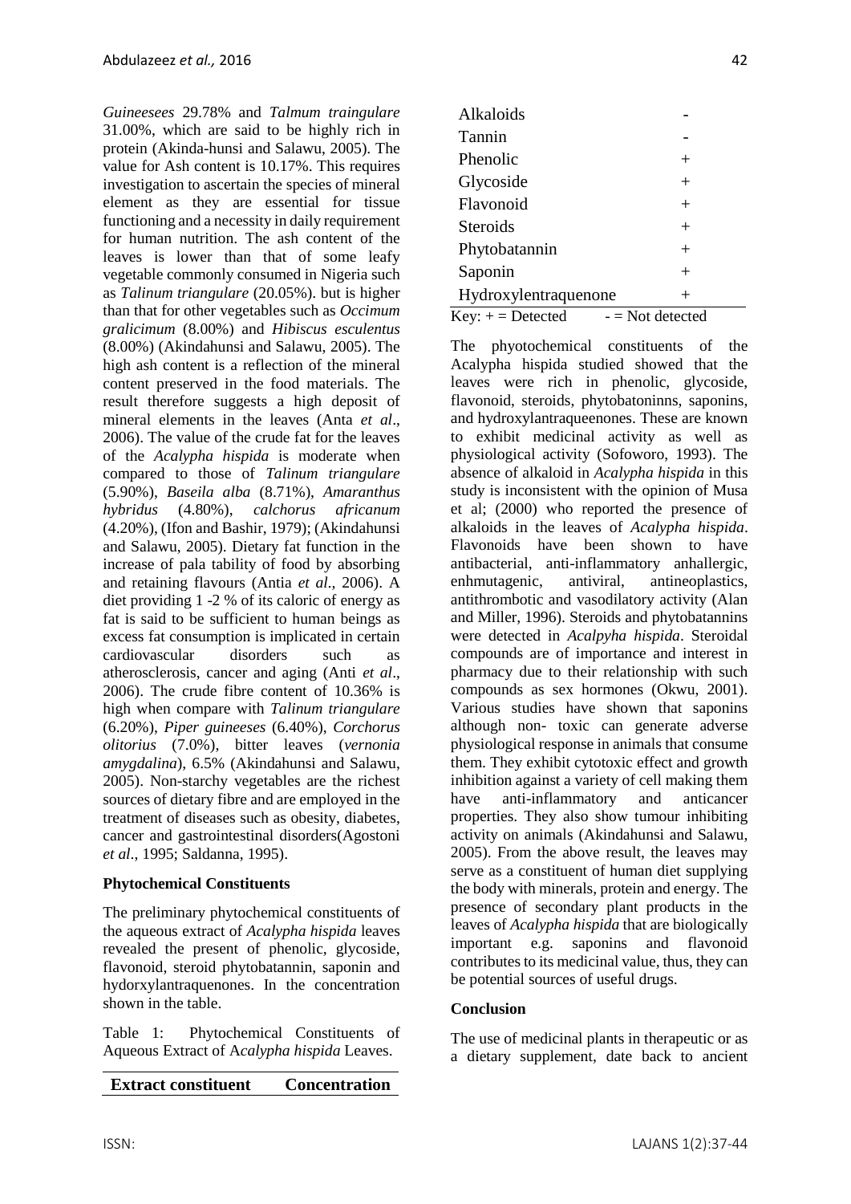*Guineesees* 29.78% and *Talmum traingulare* 31.00%, which are said to be highly rich in protein (Akinda-hunsi and Salawu, 2005). The value for Ash content is 10.17%. This requires investigation to ascertain the species of mineral element as they are essential for tissue functioning and a necessity in daily requirement for human nutrition. The ash content of the leaves is lower than that of some leafy vegetable commonly consumed in Nigeria such as *Talinum triangulare* (20.05%). but is higher than that for other vegetables such as *Occimum gralicimum* (8.00%) and *Hibiscus esculentus* (8.00%) (Akindahunsi and Salawu, 2005). The high ash content is a reflection of the mineral content preserved in the food materials. The result therefore suggests a high deposit of mineral elements in the leaves (Anta *et al*., 2006). The value of the crude fat for the leaves of the *Acalypha hispida* is moderate when compared to those of *Talinum triangulare* (5.90%), *Baseila alba* (8.71%), *Amaranthus hybridus* (4.80%), *calchorus africanum* (4.20%), (Ifon and Bashir, 1979); (Akindahunsi and Salawu, 2005). Dietary fat function in the increase of pala tability of food by absorbing and retaining flavours (Antia *et al.,* 2006). A diet providing 1 -2 % of its caloric of energy as fat is said to be sufficient to human beings as excess fat consumption is implicated in certain cardiovascular disorders such as atherosclerosis, cancer and aging (Anti *et al*., 2006). The crude fibre content of 10.36% is high when compare with *Talinum triangulare* (6.20%), *Piper guineeses* (6.40%), *Corchorus olitorius* (7.0%), bitter leaves (*vernonia amygdalina*), 6.5% (Akindahunsi and Salawu, 2005). Non-starchy vegetables are the richest sources of dietary fibre and are employed in the treatment of diseases such as obesity, diabetes, cancer and gastrointestinal disorders(Agostoni *et al*., 1995; Saldanna, 1995).

**Phytochemical Constituents**

The preliminary phytochemical constituents of the aqueous extract of *Acalypha hispida* leaves revealed the present of phenolic, glycoside, flavonoid, steroid phytobatannin, saponin and hydorxylantraquenones. In the concentration shown in the table.

Table 1: Phytochemical Constituents of Aqueous Extract of A*calypha hispida* Leaves.

| Extract constituent | Concentration |
|---|---|
| Alkaloids | - |
| Tannin | - |
| Phenolic | + |
| Glycoside | + |
| Flavonoid | + |
| Steroids | + |
| Phytobatannin | + |
| Saponin | + |
| Hydroxylentraquenone | + |

Key: + = Detected - = Not detected

The phyotochemical constituents of the Acalypha hispida studied showed that the leaves were rich in phenolic, glycoside, flavonoid, steroids, phytobatoninns, saponins, and hydroxylantraqueenones. These are known to exhibit medicinal activity as well as physiological activity (Sofoworo, 1993). The absence of alkaloid in *Acalypha hispida* in this study is inconsistent with the opinion of Musa et al; (2000) who reported the presence of alkaloids in the leaves of *Acalypha hispida*. Flavonoids have been shown to have antibacterial, anti-inflammatory anhallergic, enhmutagenic, antiviral, antineoplastics, antithrombotic and vasodilatory activity (Alan and Miller, 1996). Steroids and phytobatannins were detected in *Acalpyha hispida*. Steroidal compounds are of importance and interest in pharmacy due to their relationship with such compounds as sex hormones (Okwu, 2001). Various studies have shown that saponins although non- toxic can generate adverse physiological response in animals that consume them. They exhibit cytotoxic effect and growth inhibition against a variety of cell making them have anti-inflammatory and anticancer properties. They also show tumour inhibiting activity on animals (Akindahunsi and Salawu, 2005). From the above result, the leaves may serve as a constituent of human diet supplying the body with minerals, protein and energy. The presence of secondary plant products in the leaves of *Acalypha hispida* that are biologically important e.g. saponins and flavonoid contributes to its medicinal value, thus, they can be potential sources of useful drugs.

**Conclusion**

The use of medicinal plants in therapeutic or as a dietary supplement, date back to ancient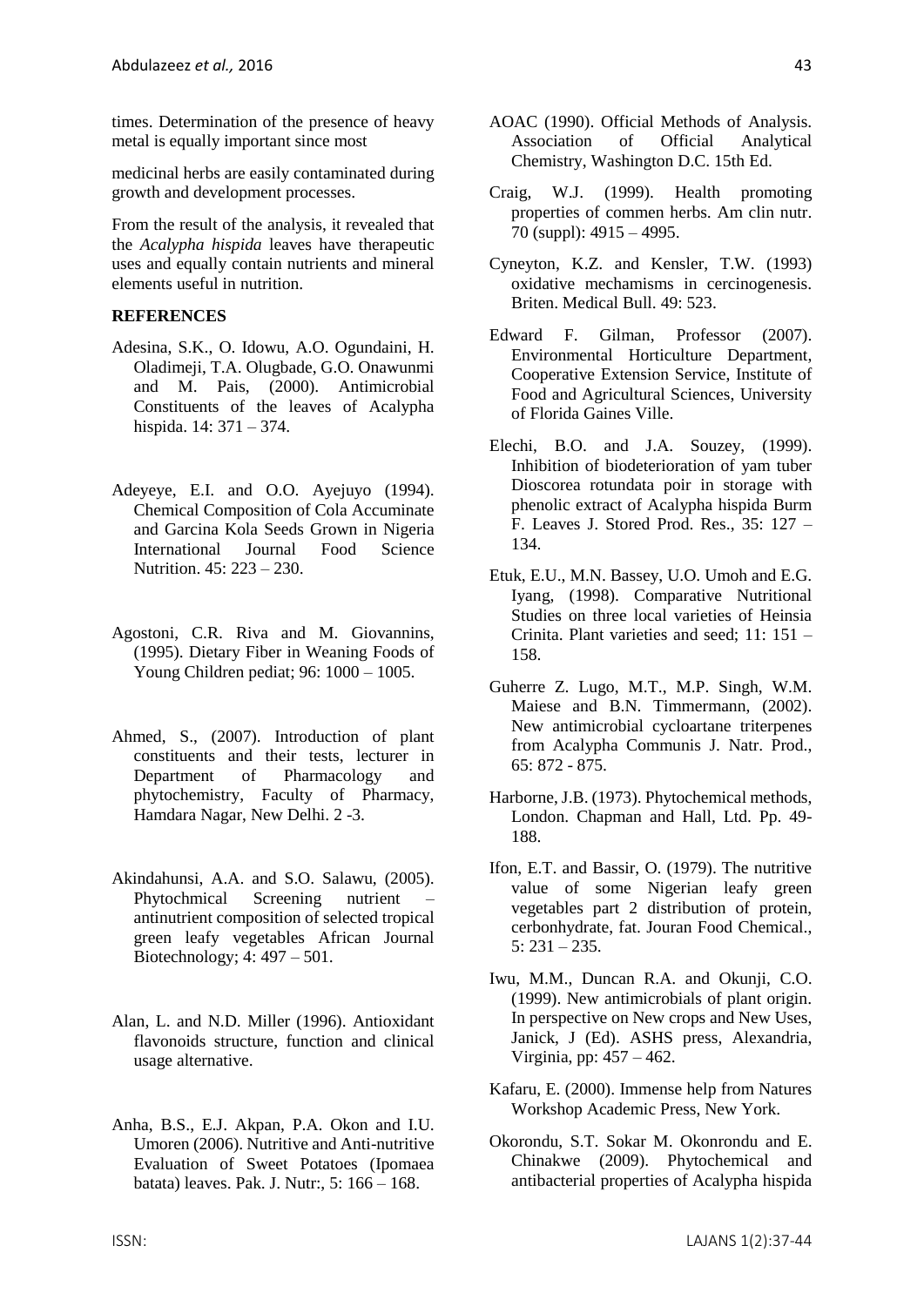times. Determination of the presence of heavy metal is equally important since most

medicinal herbs are easily contaminated during growth and development processes.

From the result of the analysis, it revealed that the *Acalypha hispida* leaves have therapeutic uses and equally contain nutrients and mineral elements useful in nutrition.

## REFERENCES

Adesina, S.K., O. Idowu, A.O. Ogundaini, H. Oladimeji, T.A. Olugbade, G.O. Onawunmi and M. Pais, (2000). Antimicrobial Constituents of the leaves of Acalypha hispida. 14: 371 – 374.

Adeyeye, E.I. and O.O. Ayejuyo (1994). Chemical Composition of Cola Accuminate and Garcina Kola Seeds Grown in Nigeria International Journal Food Science Nutrition. 45: 223 – 230.

Agostoni, C.R. Riva and M. Giovannins, (1995). Dietary Fiber in Weaning Foods of Young Children pediat; 96: 1000 – 1005.

Ahmed, S., (2007). Introduction of plant constituents and their tests, lecturer in Department of Pharmacology and phytochemistry, Faculty of Pharmacy, Hamdara Nagar, New Delhi. 2 -3.

Akindahunsi, A.A. and S.O. Salawu, (2005). Phytochmical Screening nutrient – antinutrient composition of selected tropical green leafy vegetables African Journal Biotechnology; 4: 497 – 501.

Alan, L. and N.D. Miller (1996). Antioxidant flavonoids structure, function and clinical usage alternative.

Anha, B.S., E.J. Akpan, P.A. Okon and I.U. Umoren (2006). Nutritive and Anti-nutritive Evaluation of Sweet Potatoes (Ipomaea batata) leaves. Pak. J. Nutr:, 5: 166 – 168.

AOAC (1990). Official Methods of Analysis. Association of Official Analytical Chemistry, Washington D.C. 15th Ed.

Craig, W.J. (1999). Health promoting properties of commen herbs. Am clin nutr. 70 (suppl): 4915 – 4995.

Cyneyton, K.Z. and Kensler, T.W. (1993) oxidative mechamisms in cercinogenesis. Briten. Medical Bull. 49: 523.

Edward F. Gilman, Professor (2007). Environmental Horticulture Department, Cooperative Extension Service, Institute of Food and Agricultural Sciences, University of Florida Gaines Ville.

Elechi, B.O. and J.A. Souzey, (1999). Inhibition of biodeterioration of yam tuber Dioscorea rotundata poir in storage with phenolic extract of Acalypha hispida Burm F. Leaves J. Stored Prod. Res., 35: 127 – 134.

Etuk, E.U., M.N. Bassey, U.O. Umoh and E.G. Iyang, (1998). Comparative Nutritional Studies on three local varieties of Heinsia Crinita. Plant varieties and seed; 11: 151 – 158.

Guherre Z. Lugo, M.T., M.P. Singh, W.M. Maiese and B.N. Timmermann, (2002). New antimicrobial cycloartane triterpenes from Acalypha Communis J. Natr. Prod., 65: 872 - 875.

Harborne, J.B. (1973). Phytochemical methods, London. Chapman and Hall, Ltd. Pp. 49-188.

Ifon, E.T. and Bassir, O. (1979). The nutritive value of some Nigerian leafy green vegetables part 2 distribution of protein, cerbonhydrate, fat. Jouran Food Chemical., 5: 231 – 235.

Iwu, M.M., Duncan R.A. and Okunji, C.O. (1999). New antimicrobials of plant origin. In perspective on New crops and New Uses, Janick, J (Ed). ASHS press, Alexandria, Virginia, pp: 457 – 462.

Kafaru, E. (2000). Immense help from Natures Workshop Academic Press, New York.

Okorondu, S.T. Sokar M. Okonrondu and E. Chinakwe (2009). Phytochemical and antibacterial properties of Acalypha hispida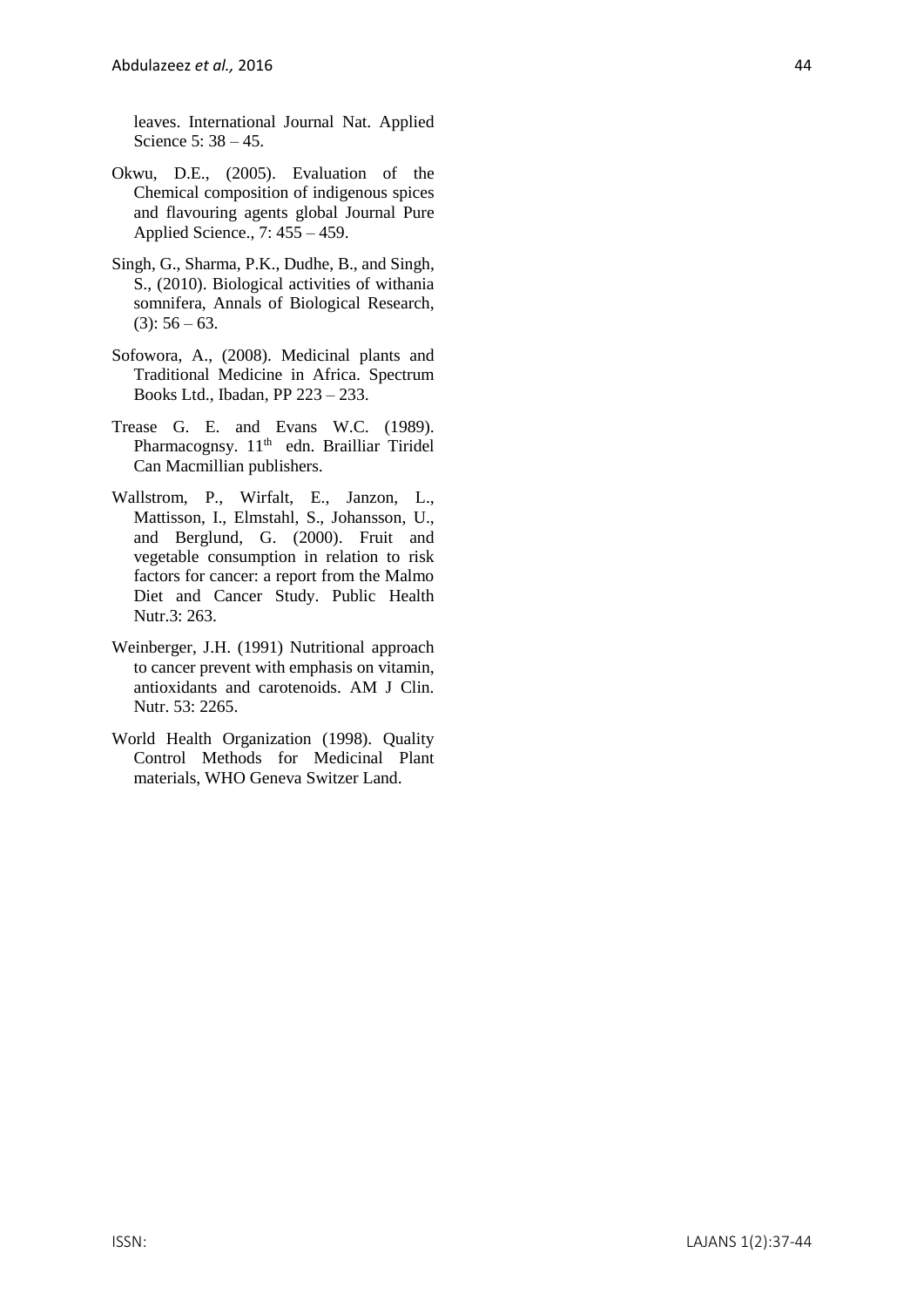leaves. International Journal Nat. Applied Science 5: 38 – 45.

Okwu, D.E., (2005). Evaluation of the Chemical composition of indigenous spices and flavouring agents global Journal Pure Applied Science., 7: 455 – 459.

Singh, G., Sharma, P.K., Dudhe, B., and Singh, S., (2010). Biological activities of withania somnifera, Annals of Biological Research, (3): 56 – 63.

Sofowora, A., (2008). Medicinal plants and Traditional Medicine in Africa. Spectrum Books Ltd., Ibadan, PP 223 – 233.

Trease G. E. and Evans W.C. (1989). Pharmacognsy. 11th edn. Brailliar Tiridel Can Macmillian publishers.

Wallstrom, P., Wirfalt, E., Janzon, L., Mattisson, I., Elmstahl, S., Johansson, U., and Berglund, G. (2000). Fruit and vegetable consumption in relation to risk factors for cancer: a report from the Malmo Diet and Cancer Study. Public Health Nutr.3: 263.

Weinberger, J.H. (1991) Nutritional approach to cancer prevent with emphasis on vitamin, antioxidants and carotenoids. AM J Clin. Nutr. 53: 2265.

World Health Organization (1998). Quality Control Methods for Medicinal Plant materials, WHO Geneva Switzer Land.